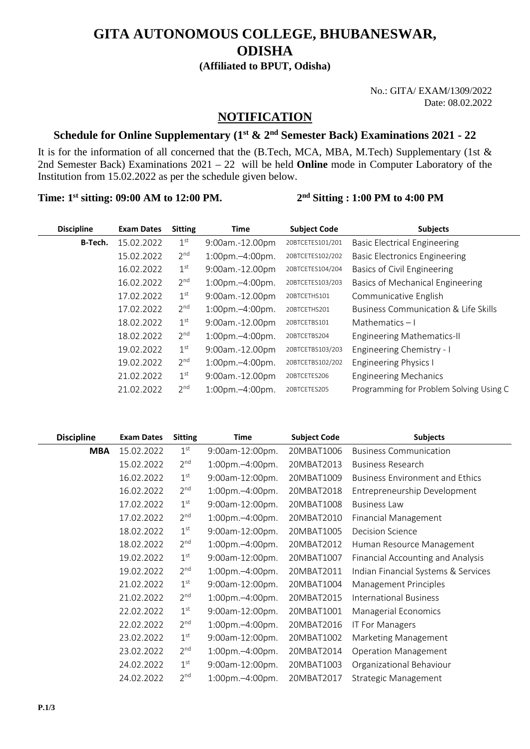# GITA AUTONOMOUS COLLEGE, BHUBANESWAR, ODISHA

**(Affiliated to BPUT, Odisha)**

No.: GITA/ EXAM/1309/2022
Date: 08.02.2022

## NOTIFICATION

### Schedule for Online Supplementary (1st & 2nd Semester Back) Examinations 2021 - 22

It is for the information of all concerned that the (B.Tech, MCA, MBA, M.Tech) Supplementary (1st & 2nd Semester Back) Examinations 2021 – 22 will be held **Online** mode in Computer Laboratory of the Institution from 15.02.2022 as per the schedule given below.

**Time: 1st sitting: 09:00 AM to 12:00 PM. 2nd Sitting : 1:00 PM to 4:00 PM**

| Discipline | Exam Dates | Sitting | Time | Subject Code | Subjects |
|---|---|---|---|---|---|
| **B-Tech.** | 15.02.2022 | 1st | 9:00am.-12.00pm | 20BTCETES101/201 | Basic Electrical Engineering |
| | 15.02.2022 | 2nd | 1:00pm.–4:00pm. | 20BTCETES102/202 | Basic Electronics Engineering |
| | 16.02.2022 | 1st | 9:00am.-12.00pm | 20BTCETES104/204 | Basics of Civil Engineering |
| | 16.02.2022 | 2nd | 1:00pm.–4:00pm. | 20BTCETES103/203 | Basics of Mechanical Engineering |
| | 17.02.2022 | 1st | 9:00am.-12.00pm | 20BTCETHS101 | Communicative English |
| | 17.02.2022 | 2nd | 1:00pm.–4:00pm. | 20BTCETHS201 | Business Communication & Life Skills |
| | 18.02.2022 | 1st | 9:00am.-12.00pm | 20BTCETBS101 | Mathematics – I |
| | 18.02.2022 | 2nd | 1:00pm.–4:00pm. | 20BTCETBS204 | Engineering Mathematics-II |
| | 19.02.2022 | 1st | 9:00am.-12.00pm | 20BTCETBS103/203 | Engineering Chemistry - I |
| | 19.02.2022 | 2nd | 1:00pm.–4:00pm. | 20BTCETBS102/202 | Engineering Physics I |
| | 21.02.2022 | 1st | 9:00am.-12.00pm | 20BTCETES206 | Engineering Mechanics |
| | 21.02.2022 | 2nd | 1:00pm.–4:00pm. | 20BTCETES205 | Programming for Problem Solving Using C |

| Discipline | Exam Dates | Sitting | Time | Subject Code | Subjects |
|---|---|---|---|---|---|
| **MBA** | 15.02.2022 | 1st | 9:00am-12:00pm. | 20MBAT1006 | Business Communication |
| | 15.02.2022 | 2nd | 1:00pm.–4:00pm. | 20MBAT2013 | Business Research |
| | 16.02.2022 | 1st | 9:00am-12:00pm. | 20MBAT1009 | Business Environment and Ethics |
| | 16.02.2022 | 2nd | 1:00pm.–4:00pm. | 20MBAT2018 | Entrepreneurship Development |
| | 17.02.2022 | 1st | 9:00am-12:00pm. | 20MBAT1008 | Business Law |
| | 17.02.2022 | 2nd | 1:00pm.–4:00pm. | 20MBAT2010 | Financial Management |
| | 18.02.2022 | 1st | 9:00am-12:00pm. | 20MBAT1005 | Decision Science |
| | 18.02.2022 | 2nd | 1:00pm.–4:00pm. | 20MBAT2012 | Human Resource Management |
| | 19.02.2022 | 1st | 9:00am-12:00pm. | 20MBAT1007 | Financial Accounting and Analysis |
| | 19.02.2022 | 2nd | 1:00pm.–4:00pm. | 20MBAT2011 | Indian Financial Systems & Services |
| | 21.02.2022 | 1st | 9:00am-12:00pm. | 20MBAT1004 | Management Principles |
| | 21.02.2022 | 2nd | 1:00pm.–4:00pm. | 20MBAT2015 | International Business |
| | 22.02.2022 | 1st | 9:00am-12:00pm. | 20MBAT1001 | Managerial Economics |
| | 22.02.2022 | 2nd | 1:00pm.–4:00pm. | 20MBAT2016 | IT For Managers |
| | 23.02.2022 | 1st | 9:00am-12:00pm. | 20MBAT1002 | Marketing Management |
| | 23.02.2022 | 2nd | 1:00pm.–4:00pm. | 20MBAT2014 | Operation Management |
| | 24.02.2022 | 1st | 9:00am-12:00pm. | 20MBAT1003 | Organizational Behaviour |
| | 24.02.2022 | 2nd | 1:00pm.–4:00pm. | 20MBAT2017 | Strategic Management |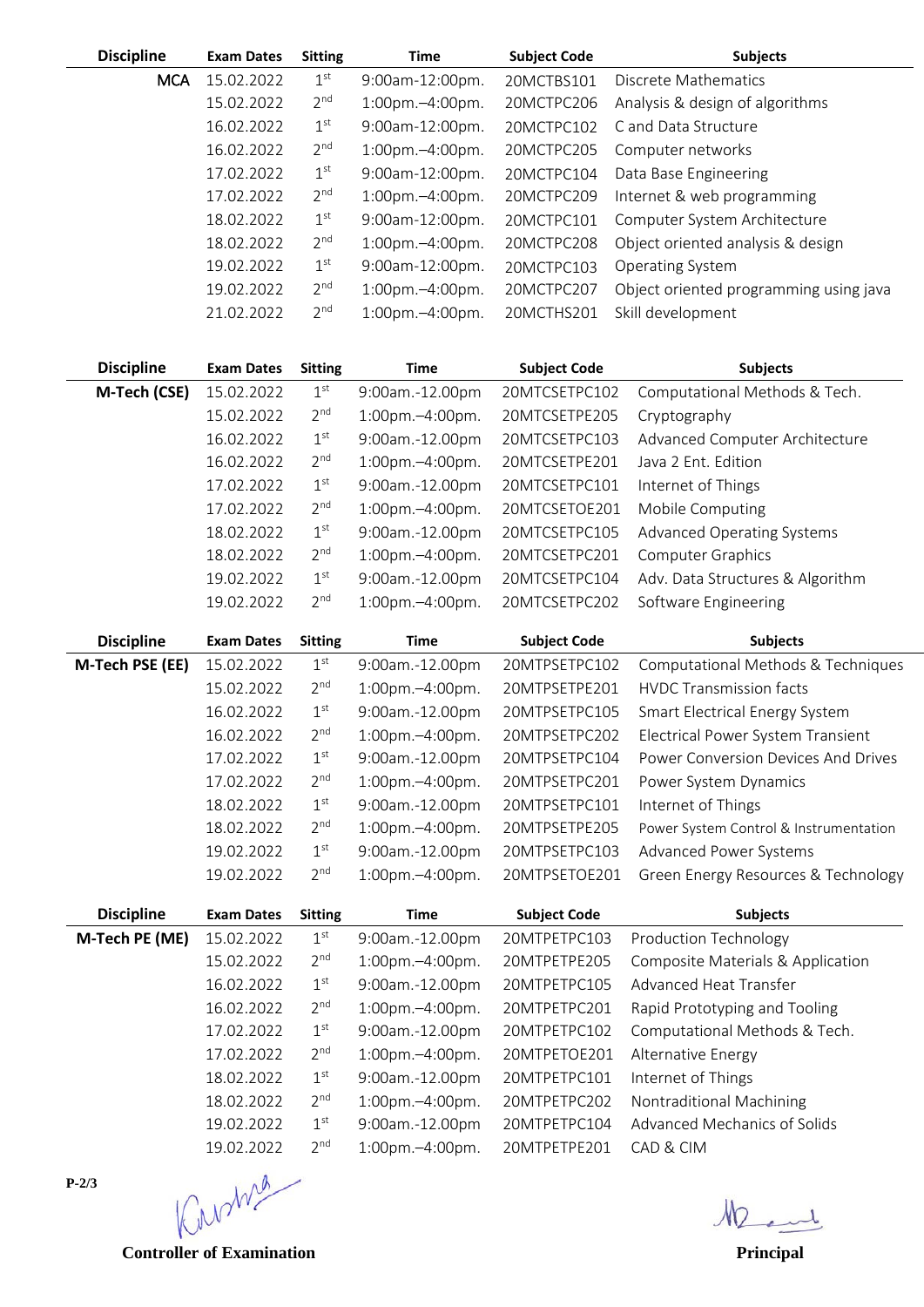| Discipline | Exam Dates | Sitting | Time | Subject Code | Subjects |
|---|---|---|---|---|---|
| MCA | 15.02.2022 | 1st | 9:00am-12:00pm. | 20MCTBS101 | Discrete Mathematics |
| | 15.02.2022 | 2nd | 1:00pm.–4:00pm. | 20MCTPC206 | Analysis & design of algorithms |
| | 16.02.2022 | 1st | 9:00am-12:00pm. | 20MCTPC102 | C and Data Structure |
| | 16.02.2022 | 2nd | 1:00pm.–4:00pm. | 20MCTPC205 | Computer networks |
| | 17.02.2022 | 1st | 9:00am-12:00pm. | 20MCTPC104 | Data Base Engineering |
| | 17.02.2022 | 2nd | 1:00pm.–4:00pm. | 20MCTPC209 | Internet & web programming |
| | 18.02.2022 | 1st | 9:00am-12:00pm. | 20MCTPC101 | Computer System Architecture |
| | 18.02.2022 | 2nd | 1:00pm.–4:00pm. | 20MCTPC208 | Object oriented analysis & design |
| | 19.02.2022 | 1st | 9:00am-12:00pm. | 20MCTPC103 | Operating System |
| | 19.02.2022 | 2nd | 1:00pm.–4:00pm. | 20MCTPC207 | Object oriented programming using java |
| | 21.02.2022 | 2nd | 1:00pm.–4:00pm. | 20MCTHS201 | Skill development |

| Discipline | Exam Dates | Sitting | Time | Subject Code | Subjects |
|---|---|---|---|---|---|
| M-Tech (CSE) | 15.02.2022 | 1st | 9:00am.-12.00pm | 20MTCSETPC102 | Computational Methods & Tech. |
| | 15.02.2022 | 2nd | 1:00pm.–4:00pm. | 20MTCSETPE205 | Cryptography |
| | 16.02.2022 | 1st | 9:00am.-12.00pm | 20MTCSETPC103 | Advanced Computer Architecture |
| | 16.02.2022 | 2nd | 1:00pm.–4:00pm. | 20MTCSETPE201 | Java 2 Ent. Edition |
| | 17.02.2022 | 1st | 9:00am.-12.00pm | 20MTCSETPC101 | Internet of Things |
| | 17.02.2022 | 2nd | 1:00pm.–4:00pm. | 20MTCSETOE201 | Mobile Computing |
| | 18.02.2022 | 1st | 9:00am.-12.00pm | 20MTCSETPC105 | Advanced Operating Systems |
| | 18.02.2022 | 2nd | 1:00pm.–4:00pm. | 20MTCSETPC201 | Computer Graphics |
| | 19.02.2022 | 1st | 9:00am.-12.00pm | 20MTCSETPC104 | Adv. Data Structures & Algorithm |
| | 19.02.2022 | 2nd | 1:00pm.–4:00pm. | 20MTCSETPC202 | Software Engineering |

| Discipline | Exam Dates | Sitting | Time | Subject Code | Subjects |
|---|---|---|---|---|---|
| M-Tech PSE (EE) | 15.02.2022 | 1st | 9:00am.-12.00pm | 20MTPSETPC102 | Computational Methods & Techniques |
| | 15.02.2022 | 2nd | 1:00pm.–4:00pm. | 20MTPSETPE201 | HVDC Transmission facts |
| | 16.02.2022 | 1st | 9:00am.-12.00pm | 20MTPSETPC105 | Smart Electrical Energy System |
| | 16.02.2022 | 2nd | 1:00pm.–4:00pm. | 20MTPSETPC202 | Electrical Power System Transient |
| | 17.02.2022 | 1st | 9:00am.-12.00pm | 20MTPSETPC104 | Power Conversion Devices And Drives |
| | 17.02.2022 | 2nd | 1:00pm.–4:00pm. | 20MTPSETPC201 | Power System Dynamics |
| | 18.02.2022 | 1st | 9:00am.-12.00pm | 20MTPSETPC101 | Internet of Things |
| | 18.02.2022 | 2nd | 1:00pm.–4:00pm. | 20MTPSETPE205 | Power System Control & Instrumentation |
| | 19.02.2022 | 1st | 9:00am.-12.00pm | 20MTPSETPC103 | Advanced Power Systems |
| | 19.02.2022 | 2nd | 1:00pm.–4:00pm. | 20MTPSETOE201 | Green Energy Resources & Technology |

| Discipline | Exam Dates | Sitting | Time | Subject Code | Subjects |
|---|---|---|---|---|---|
| M-Tech PE (ME) | 15.02.2022 | 1st | 9:00am.-12.00pm | 20MTPETPC103 | Production Technology |
| | 15.02.2022 | 2nd | 1:00pm.–4:00pm. | 20MTPETPE205 | Composite Materials & Application |
| | 16.02.2022 | 1st | 9:00am.-12.00pm | 20MTPETPC105 | Advanced Heat Transfer |
| | 16.02.2022 | 2nd | 1:00pm.–4:00pm. | 20MTPETPC201 | Rapid Prototyping and Tooling |
| | 17.02.2022 | 1st | 9:00am.-12.00pm | 20MTPETPC102 | Computational Methods & Tech. |
| | 17.02.2022 | 2nd | 1:00pm.–4:00pm. | 20MTPETOE201 | Alternative Energy |
| | 18.02.2022 | 1st | 9:00am.-12.00pm | 20MTPETPC101 | Internet of Things |
| | 18.02.2022 | 2nd | 1:00pm.–4:00pm. | 20MTPETPC202 | Nontraditional Machining |
| | 19.02.2022 | 1st | 9:00am.-12.00pm | 20MTPETPC104 | Advanced Mechanics of Solids |
| | 19.02.2022 | 2nd | 1:00pm.–4:00pm. | 20MTPETPE201 | CAD & CIM |

P-2/3

**Controller of Examination** | **Principal**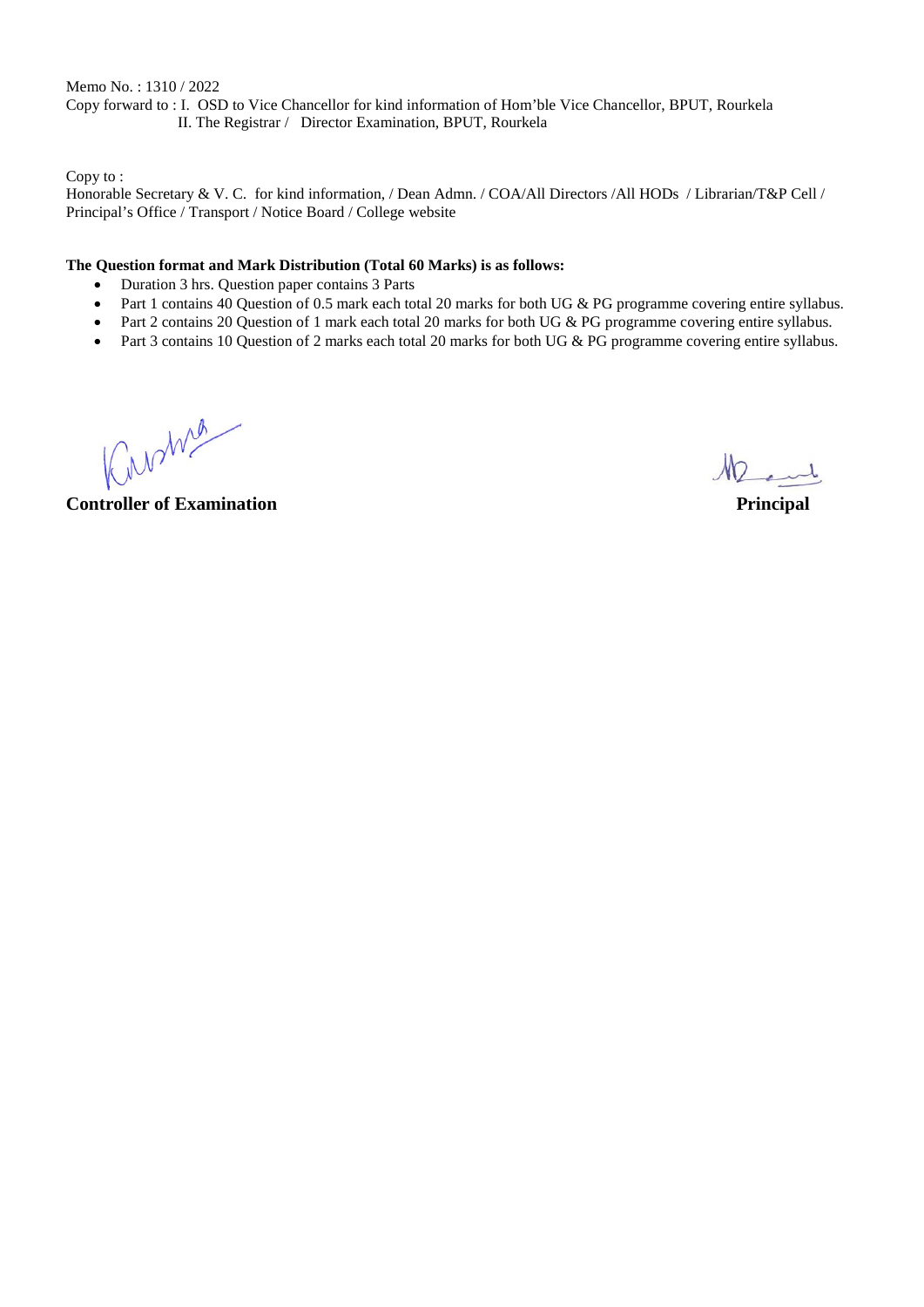Memo No. : 1310 / 2022

Copy forward to : I. OSD to Vice Chancellor for kind information of Hom'ble Vice Chancellor, BPUT, Rourkela
II. The Registrar / Director Examination, BPUT, Rourkela

Copy to :

Honorable Secretary & V. C. for kind information, / Dean Admn. / COA/All Directors /All HODs / Librarian/T&P Cell / Principal's Office / Transport / Notice Board / College website

**The Question format and Mark Distribution (Total 60 Marks) is as follows:**

- Duration 3 hrs. Question paper contains 3 Parts
- Part 1 contains 40 Question of 0.5 mark each total 20 marks for both UG & PG programme covering entire syllabus.
- Part 2 contains 20 Question of 1 mark each total 20 marks for both UG & PG programme covering entire syllabus.
- Part 3 contains 10 Question of 2 marks each total 20 marks for both UG & PG programme covering entire syllabus.

**Controller of Examination** **Principal**